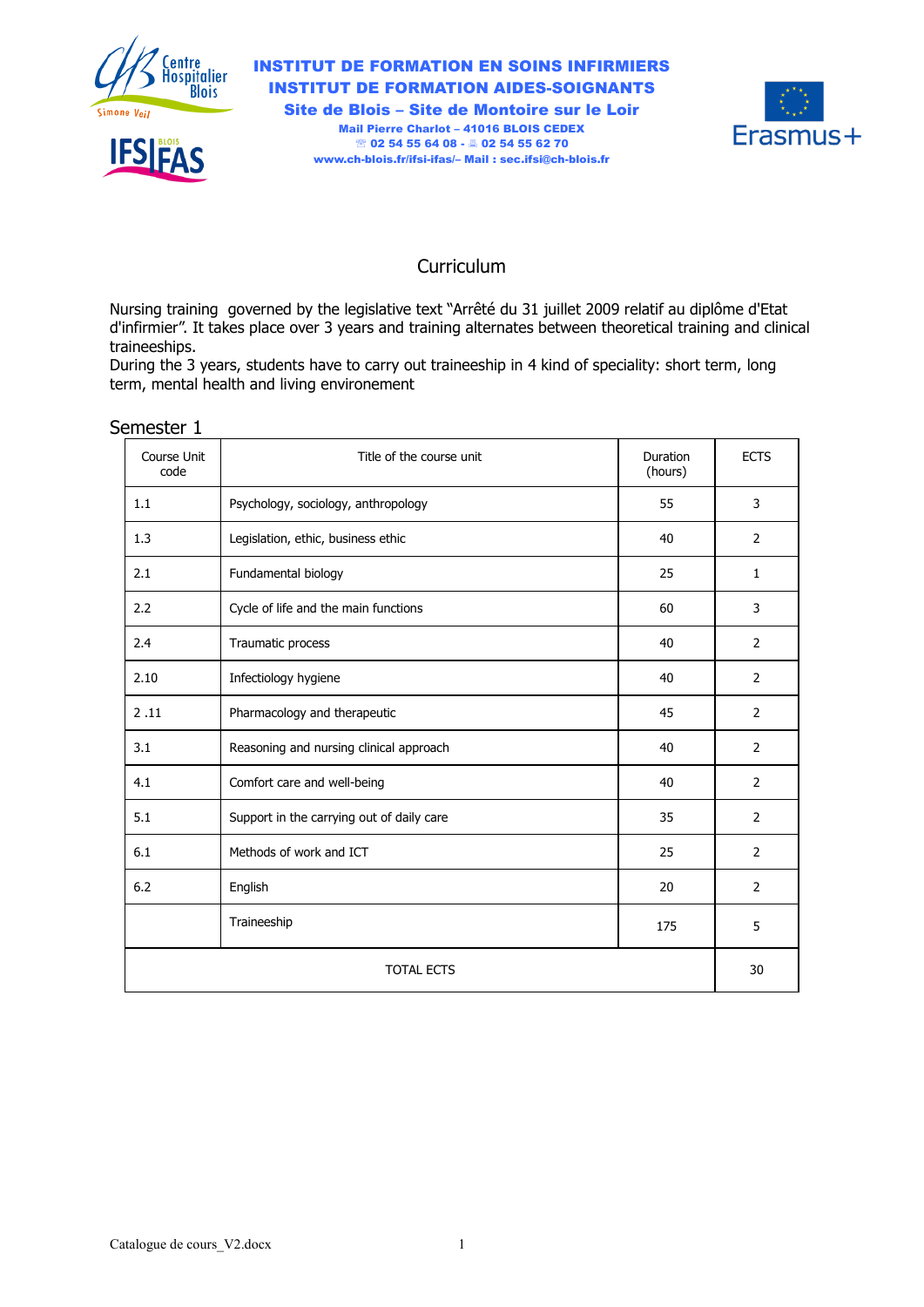**INSTITUT DE FORMATION EN SOINS INFIRMIERS**
**INSTITUT DE FORMATION AIDES-SOIGNANTS**
**Site de Blois – Site de Montoire sur le Loir**
**Mail Pierre Charlot – 41016 BLOIS CEDEX**
**☏ 02 54 55 64 08 - 🖷 02 54 55 62 70**
**www.ch-blois.fr/ifsi-ifas/– Mail : sec.ifsi@ch-blois.fr**

# Curriculum

Nursing training governed by the legislative text "Arrêté du 31 juillet 2009 relatif au diplôme d'Etat d'infirmier". It takes place over 3 years and training alternates between theoretical training and clinical traineeships.
During the 3 years, students have to carry out traineeship in 4 kind of speciality: short term, long term, mental health and living environement

## Semester 1

| Course Unit code | Title of the course unit | Duration (hours) | ECTS |
|---|---|---|---|
| 1.1 | Psychology, sociology, anthropology | 55 | 3 |
| 1.3 | Legislation, ethic, business ethic | 40 | 2 |
| 2.1 | Fundamental biology | 25 | 1 |
| 2.2 | Cycle of life and the main functions | 60 | 3 |
| 2.4 | Traumatic process | 40 | 2 |
| 2.10 | Infectiology hygiene | 40 | 2 |
| 2 .11 | Pharmacology and therapeutic | 45 | 2 |
| 3.1 | Reasoning and nursing clinical approach | 40 | 2 |
| 4.1 | Comfort care and well-being | 40 | 2 |
| 5.1 | Support in the carrying out of daily care | 35 | 2 |
| 6.1 | Methods of work and ICT | 25 | 2 |
| 6.2 | English | 20 | 2 |
| | Traineeship | 175 | 5 |
| TOTAL ECTS | | | 30 |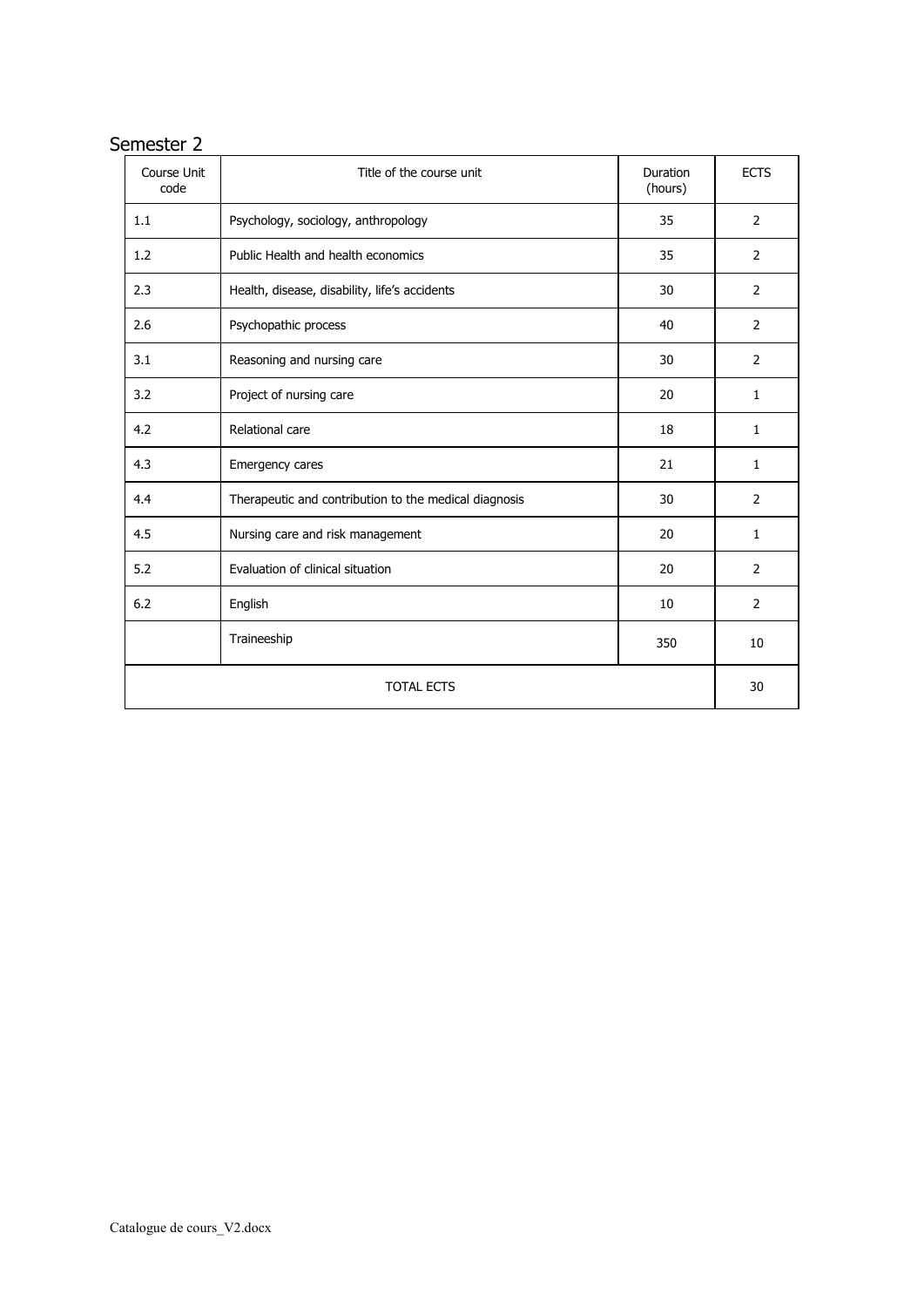## Semester 2

| Course Unit code | Title of the course unit | Duration (hours) | ECTS |
|---|---|---|---|
| 1.1 | Psychology, sociology, anthropology | 35 | 2 |
| 1.2 | Public Health and health economics | 35 | 2 |
| 2.3 | Health, disease, disability, life's accidents | 30 | 2 |
| 2.6 | Psychopathic process | 40 | 2 |
| 3.1 | Reasoning and nursing care | 30 | 2 |
| 3.2 | Project of nursing care | 20 | 1 |
| 4.2 | Relational care | 18 | 1 |
| 4.3 | Emergency cares | 21 | 1 |
| 4.4 | Therapeutic and contribution to the medical diagnosis | 30 | 2 |
| 4.5 | Nursing care and risk management | 20 | 1 |
| 5.2 | Evaluation of clinical situation | 20 | 2 |
| 6.2 | English | 10 | 2 |
| | Traineeship | 350 | 10 |
| TOTAL ECTS | | | 30 |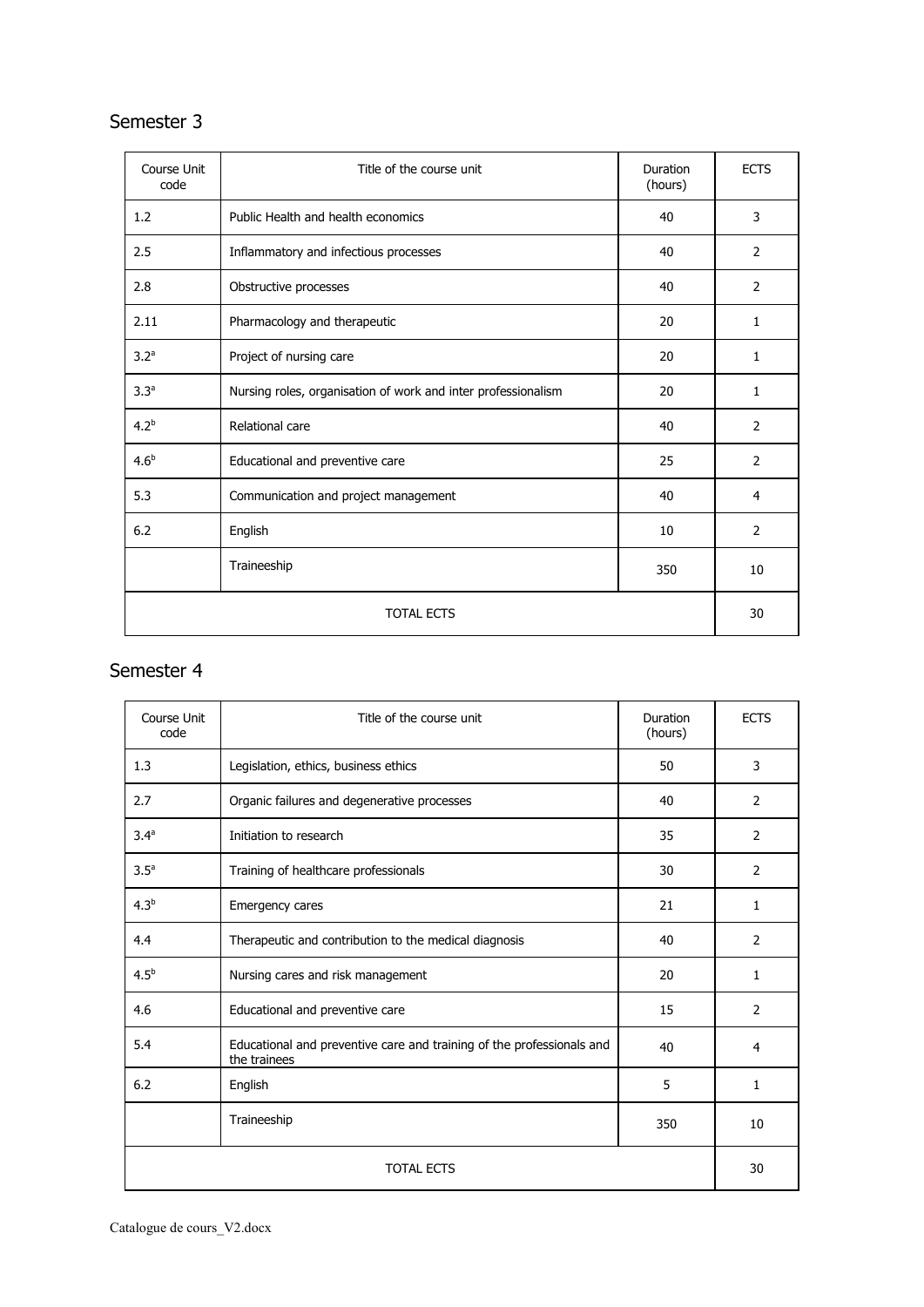## Semester 3

| Course Unit code | Title of the course unit | Duration (hours) | ECTS |
|---|---|---|---|
| 1.2 | Public Health and health economics | 40 | 3 |
| 2.5 | Inflammatory and infectious processes | 40 | 2 |
| 2.8 | Obstructive processes | 40 | 2 |
| 2.11 | Pharmacology and therapeutic | 20 | 1 |
| 3.2[a] | Project of nursing care | 20 | 1 |
| 3.3[a] | Nursing roles, organisation of work and inter professionalism | 20 | 1 |
| 4.2[b] | Relational care | 40 | 2 |
| 4.6[b] | Educational and preventive care | 25 | 2 |
| 5.3 | Communication and project management | 40 | 4 |
| 6.2 | English | 10 | 2 |
| | Traineeship | 350 | 10 |
| TOTAL ECTS | | | 30 |

## Semester 4

| Course Unit code | Title of the course unit | Duration (hours) | ECTS |
|---|---|---|---|
| 1.3 | Legislation, ethics, business ethics | 50 | 3 |
| 2.7 | Organic failures and degenerative processes | 40 | 2 |
| 3.4[a] | Initiation to research | 35 | 2 |
| 3.5[a] | Training of healthcare professionals | 30 | 2 |
| 4.3[b] | Emergency cares | 21 | 1 |
| 4.4 | Therapeutic and contribution to the medical diagnosis | 40 | 2 |
| 4.5[b] | Nursing cares and risk management | 20 | 1 |
| 4.6 | Educational and preventive care | 15 | 2 |
| 5.4 | Educational and preventive care and training of the professionals and the trainees | 40 | 4 |
| 6.2 | English | 5 | 1 |
| | Traineeship | 350 | 10 |
| TOTAL ECTS | | | 30 |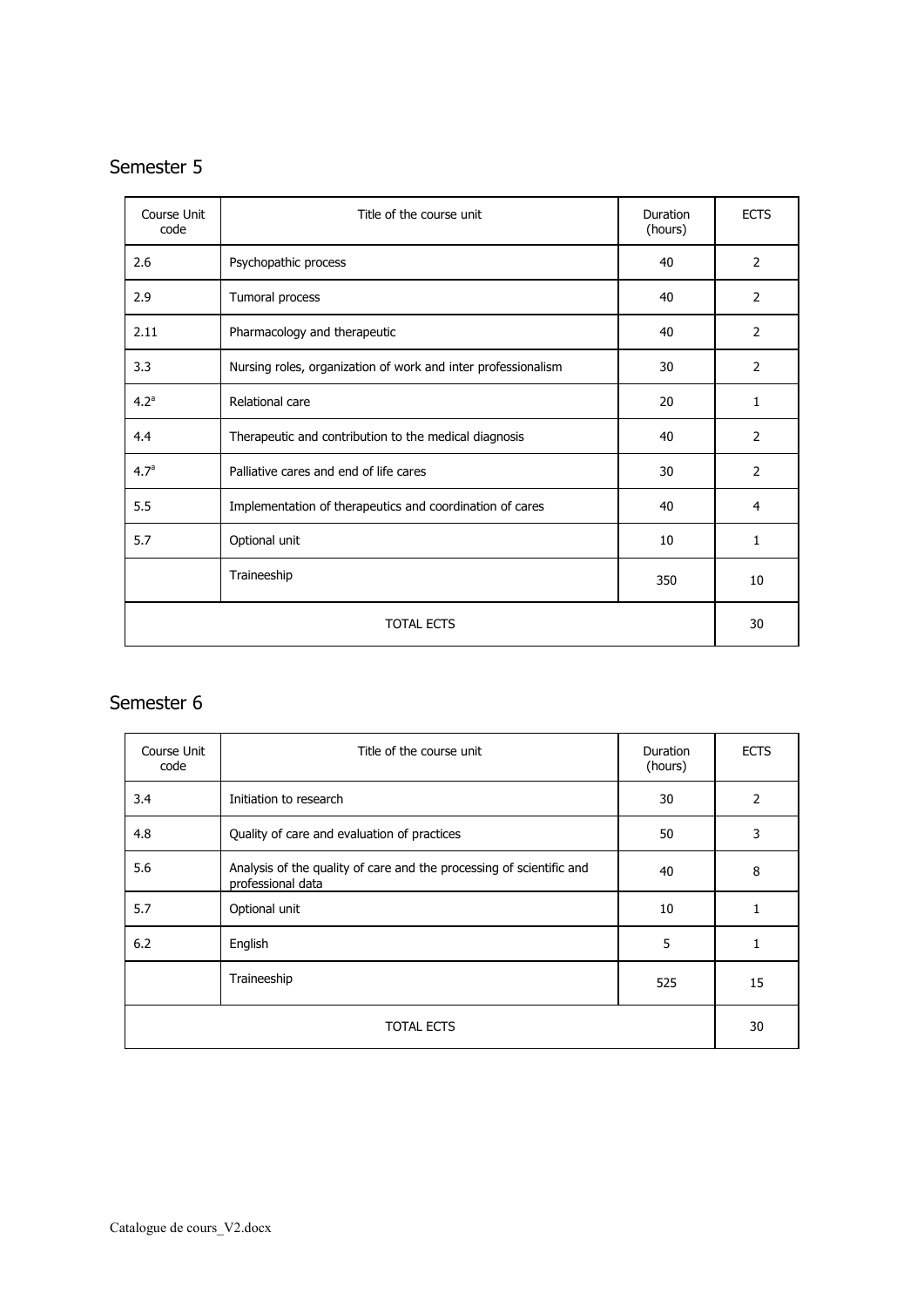## Semester 5

| Course Unit code | Title of the course unit | Duration (hours) | ECTS |
|---|---|---|---|
| 2.6 | Psychopathic process | 40 | 2 |
| 2.9 | Tumoral process | 40 | 2 |
| 2.11 | Pharmacology and therapeutic | 40 | 2 |
| 3.3 | Nursing roles, organization of work and inter professionalism | 30 | 2 |
| 4.2[a] | Relational care | 20 | 1 |
| 4.4 | Therapeutic and contribution to the medical diagnosis | 40 | 2 |
| 4.7[a] | Palliative cares and end of life cares | 30 | 2 |
| 5.5 | Implementation of therapeutics and coordination of cares | 40 | 4 |
| 5.7 | Optional unit | 10 | 1 |
| | Traineeship | 350 | 10 |
| TOTAL ECTS | | | 30 |

## Semester 6

| Course Unit code | Title of the course unit | Duration (hours) | ECTS |
|---|---|---|---|
| 3.4 | Initiation to research | 30 | 2 |
| 4.8 | Quality of care and evaluation of practices | 50 | 3 |
| 5.6 | Analysis of the quality of care and the processing of scientific and professional data | 40 | 8 |
| 5.7 | Optional unit | 10 | 1 |
| 6.2 | English | 5 | 1 |
| | Traineeship | 525 | 15 |
| TOTAL ECTS | | | 30 |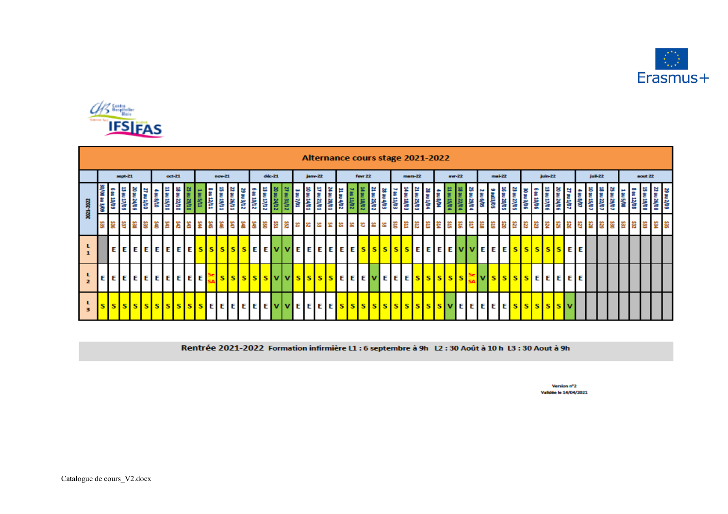# Alternance cours stage 2021-2022

| | sept-21 | | | | | oct-21 | | | | nov-21 | | | | | déc-21 | | | | janv-22 | | | | fevr 22 | | | | | mars-22 | | | | avr-22 | | | | mai-22 | | | | juin-22 | | | | | juil-22 | | | | aout 22 | | | | |
|---|---|---|---|---|---|---|---|---|---|---|---|---|---|---|---|---|---|---|---|---|---|---|---|---|---|---|---|---|---|---|---|---|---|---|---|---|---|---|---|---|---|---|---|---|---|---|---|---|---|---|---|---|---|
| 2021-2022 | 30/08 au 3/09 | 6 au 10/09 | 13 au 17/09 | 20 au 24/09 | 27 au 1/10 | 4 au 8/10 | 11 au 15/10 | 18 au 22/10 | 25 au 29/10 | 1 au 5/11 | 8 au 12/11 | 15 au 19/11 | 22 au 26/11 | 29 au 3/12 | 6 au 10/12 | 13 au 17/12 | 20 au 24/12 | 27 au 31/12 | 3 au 7/01 | 10 au 14/01 | 17 au 21/01 | 24 au 28/01 | 31 au 4/02 | 7 au 11/02 | 14 au 18/02 | 21 au 25/02 | 28 au 4/03 | 7 au 11/03 | 14 au 18/03 | 21 au 25/03 | 28 au 1/04 | 4 au 8/04 | 11 au 15/04 | 18 au 22/04 | 25 au 29/04 | 2 au 6/05 | 9 au13/05 | 16 au 20/05 | 23 au 27/05 | 30 au 3/06 | 6 au 10/06 | 13 au 17/06 | 20 au 24/06 | 27 au 1/07 | 4 au 8/07 | 10 au 15/07 | 18 au 22/07 | 25 au 29/07 | 1 au 5/08 | 8 au 12/08 | 15 au 19/08 | 22 au 26/08 | 29 au 2/09 |
| | S35 | S36 | S37 | S38 | S39 | S40 | S41 | S42 | S43 | S44 | S45 | S46 | S47 | S48 | S49 | S50 | S51 | S52 | S1 | S2 | S3 | S4 | S5 | S6 | S7 | S8 | S9 | S10 | S11 | S12 | S13 | S14 | S15 | S16 | S17 | S18 | S19 | S20 | S21 | S22 | S23 | S24 | S25 | S26 | S27 | S28 | S29 | S30 | S31 | S32 | S33 | S34 | S35 |
| L 1 | | E | E | E | E | E | E | E | E | S | S | S | S | S | E | E | V | V | E | E | E | E | E | E | S | S | S | S | S | E | E | E | E | V | V | E | E | E | S | S | S | S | S | E | E | | | | | | | | |
| L 2 | E | E | E | E | E | E | E | E | E | E | Se SA | S | S | S | S | S | V | V | S | S | S | S | E | E | E | V | E | E | E | S | S | S | S | S | Se SA | V | S | S | S | S | E | E | E | E | E | | | | | | | | |
| L 3 | S | S | S | S | S | S | S | S | S | S | E | E | E | E | E | E | V | V | E | E | E | E | S | S | S | S | S | S | S | S | S | S | V | E | E | E | E | E | S | S | S | S | S | V | | | | | | | | | |

**Rentrée 2021-2022** Formation infirmière L1 : 6 septembre à 9h L2 : 30 Août à 10 h L3 : 30 Aout à 9h

Version n°2
Validée le 14/04/2021

Catalogue de cours_V2.docx